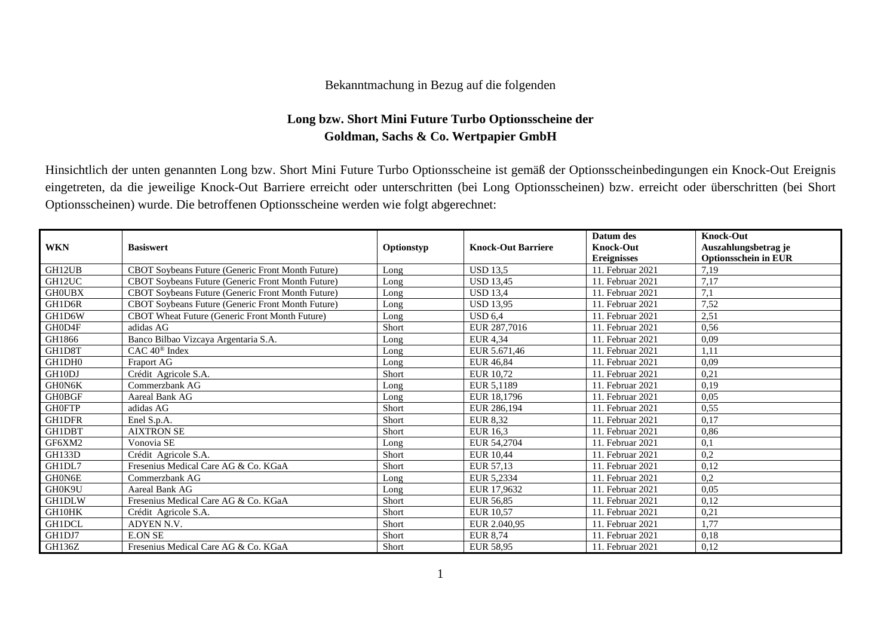Bekanntmachung in Bezug auf die folgenden

**Long bzw. Short Mini Future Turbo Optionsscheine der Goldman, Sachs & Co. Wertpapier GmbH**

Hinsichtlich der unten genannten Long bzw. Short Mini Future Turbo Optionsscheine ist gemäß der Optionsscheinbedingungen ein Knock-Out Ereignis eingetreten, da die jeweilige Knock-Out Barriere erreicht oder unterschritten (bei Long Optionsscheinen) bzw. erreicht oder überschritten (bei Short Optionsscheinen) wurde. Die betroffenen Optionsscheine werden wie folgt abgerechnet:

| WKN | Basiswert | Optionstyp | Knock-Out Barriere | Datum des Knock-Out Ereignisses | Knock-Out Auszahlungsbetrag je Optionsschein in EUR |
|---|---|---|---|---|---|
| GH12UB | CBOT Soybeans Future (Generic Front Month Future) | Long | USD 13,5 | 11. Februar 2021 | 7,19 |
| GH12UC | CBOT Soybeans Future (Generic Front Month Future) | Long | USD 13,45 | 11. Februar 2021 | 7,17 |
| GH0UBX | CBOT Soybeans Future (Generic Front Month Future) | Long | USD 13,4 | 11. Februar 2021 | 7,1 |
| GH1D6R | CBOT Soybeans Future (Generic Front Month Future) | Long | USD 13,95 | 11. Februar 2021 | 7,52 |
| GH1D6W | CBOT Wheat Future (Generic Front Month Future) | Long | USD 6,4 | 11. Februar 2021 | 2,51 |
| GH0D4F | adidas AG | Short | EUR 287,7016 | 11. Februar 2021 | 0,56 |
| GH1866 | Banco Bilbao Vizcaya Argentaria S.A. | Long | EUR 4,34 | 11. Februar 2021 | 0,09 |
| GH1D8T | CAC 40® Index | Long | EUR 5.671,46 | 11. Februar 2021 | 1,11 |
| GH1DH0 | Fraport AG | Long | EUR 46,84 | 11. Februar 2021 | 0,09 |
| GH10DJ | Crédit Agricole S.A. | Short | EUR 10,72 | 11. Februar 2021 | 0,21 |
| GH0N6K | Commerzbank AG | Long | EUR 5,1189 | 11. Februar 2021 | 0,19 |
| GH0BGF | Aareal Bank AG | Long | EUR 18,1796 | 11. Februar 2021 | 0,05 |
| GH0FTP | adidas AG | Short | EUR 286,194 | 11. Februar 2021 | 0,55 |
| GH1DFR | Enel S.p.A. | Short | EUR 8,32 | 11. Februar 2021 | 0,17 |
| GH1DBT | AIXTRON SE | Short | EUR 16,3 | 11. Februar 2021 | 0,86 |
| GF6XM2 | Vonovia SE | Long | EUR 54,2704 | 11. Februar 2021 | 0,1 |
| GH133D | Crédit Agricole S.A. | Short | EUR 10,44 | 11. Februar 2021 | 0,2 |
| GH1DL7 | Fresenius Medical Care AG & Co. KGaA | Short | EUR 57,13 | 11. Februar 2021 | 0,12 |
| GH0N6E | Commerzbank AG | Long | EUR 5,2334 | 11. Februar 2021 | 0,2 |
| GH0K9U | Aareal Bank AG | Long | EUR 17,9632 | 11. Februar 2021 | 0,05 |
| GH1DLW | Fresenius Medical Care AG & Co. KGaA | Short | EUR 56,85 | 11. Februar 2021 | 0,12 |
| GH10HK | Crédit Agricole S.A. | Short | EUR 10,57 | 11. Februar 2021 | 0,21 |
| GH1DCL | ADYEN N.V. | Short | EUR 2.040,95 | 11. Februar 2021 | 1,77 |
| GH1DJ7 | E.ON SE | Short | EUR 8,74 | 11. Februar 2021 | 0,18 |
| GH136Z | Fresenius Medical Care AG & Co. KGaA | Short | EUR 58,95 | 11. Februar 2021 | 0,12 |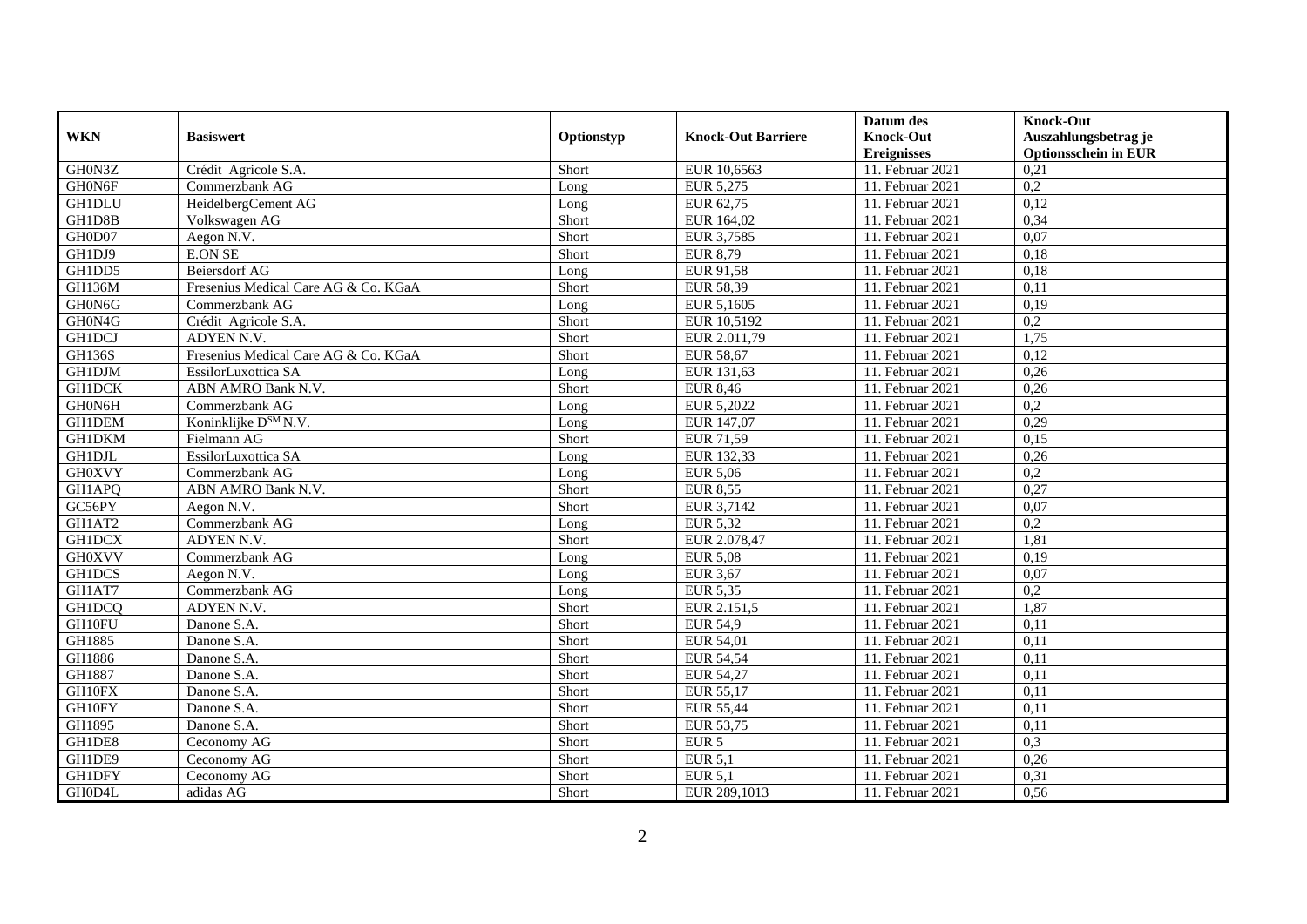| WKN | Basiswert | Optionstyp | Knock-Out Barriere | Datum des Knock-Out Ereignisses | Knock-Out Auszahlungsbetrag je Optionsschein in EUR |
|---|---|---|---|---|---|
| GH0N3Z | Crédit Agricole S.A. | Short | EUR 10,6563 | 11. Februar 2021 | 0,21 |
| GH0N6F | Commerzbank AG | Long | EUR 5,275 | 11. Februar 2021 | 0,2 |
| GH1DLU | HeidelbergCement AG | Long | EUR 62,75 | 11. Februar 2021 | 0,12 |
| GH1D8B | Volkswagen AG | Short | EUR 164,02 | 11. Februar 2021 | 0,34 |
| GH0D07 | Aegon N.V. | Short | EUR 3,7585 | 11. Februar 2021 | 0,07 |
| GH1DJ9 | E.ON SE | Short | EUR 8,79 | 11. Februar 2021 | 0,18 |
| GH1DD5 | Beiersdorf AG | Long | EUR 91,58 | 11. Februar 2021 | 0,18 |
| GH136M | Fresenius Medical Care AG & Co. KGaA | Short | EUR 58,39 | 11. Februar 2021 | 0,11 |
| GH0N6G | Commerzbank AG | Long | EUR 5,1605 | 11. Februar 2021 | 0,19 |
| GH0N4G | Crédit Agricole S.A. | Short | EUR 10,5192 | 11. Februar 2021 | 0,2 |
| GH1DCJ | ADYEN N.V. | Short | EUR 2.011,79 | 11. Februar 2021 | 1,75 |
| GH136S | Fresenius Medical Care AG & Co. KGaA | Short | EUR 58,67 | 11. Februar 2021 | 0,12 |
| GH1DJM | EssilorLuxottica SA | Long | EUR 131,63 | 11. Februar 2021 | 0,26 |
| GH1DCK | ABN AMRO Bank N.V. | Short | EUR 8,46 | 11. Februar 2021 | 0,26 |
| GH0N6H | Commerzbank AG | Long | EUR 5,2022 | 11. Februar 2021 | 0,2 |
| GH1DEM | Koninklijke DSM N.V. | Long | EUR 147,07 | 11. Februar 2021 | 0,29 |
| GH1DKM | Fielmann AG | Short | EUR 71,59 | 11. Februar 2021 | 0,15 |
| GH1DJL | EssilorLuxottica SA | Long | EUR 132,33 | 11. Februar 2021 | 0,26 |
| GH0XVY | Commerzbank AG | Long | EUR 5,06 | 11. Februar 2021 | 0,2 |
| GH1APQ | ABN AMRO Bank N.V. | Short | EUR 8,55 | 11. Februar 2021 | 0,27 |
| GC56PY | Aegon N.V. | Short | EUR 3,7142 | 11. Februar 2021 | 0,07 |
| GH1AT2 | Commerzbank AG | Long | EUR 5,32 | 11. Februar 2021 | 0,2 |
| GH1DCX | ADYEN N.V. | Short | EUR 2.078,47 | 11. Februar 2021 | 1,81 |
| GH0XVV | Commerzbank AG | Long | EUR 5,08 | 11. Februar 2021 | 0,19 |
| GH1DCS | Aegon N.V. | Long | EUR 3,67 | 11. Februar 2021 | 0,07 |
| GH1AT7 | Commerzbank AG | Long | EUR 5,35 | 11. Februar 2021 | 0,2 |
| GH1DCQ | ADYEN N.V. | Short | EUR 2.151,5 | 11. Februar 2021 | 1,87 |
| GH10FU | Danone S.A. | Short | EUR 54,9 | 11. Februar 2021 | 0,11 |
| GH1885 | Danone S.A. | Short | EUR 54,01 | 11. Februar 2021 | 0,11 |
| GH1886 | Danone S.A. | Short | EUR 54,54 | 11. Februar 2021 | 0,11 |
| GH1887 | Danone S.A. | Short | EUR 54,27 | 11. Februar 2021 | 0,11 |
| GH10FX | Danone S.A. | Short | EUR 55,17 | 11. Februar 2021 | 0,11 |
| GH10FY | Danone S.A. | Short | EUR 55,44 | 11. Februar 2021 | 0,11 |
| GH1895 | Danone S.A. | Short | EUR 53,75 | 11. Februar 2021 | 0,11 |
| GH1DE8 | Ceconomy AG | Short | EUR 5 | 11. Februar 2021 | 0,3 |
| GH1DE9 | Ceconomy AG | Short | EUR 5,1 | 11. Februar 2021 | 0,26 |
| GH1DFY | Ceconomy AG | Short | EUR 5,1 | 11. Februar 2021 | 0,31 |
| GH0D4L | adidas AG | Short | EUR 289,1013 | 11. Februar 2021 | 0,56 |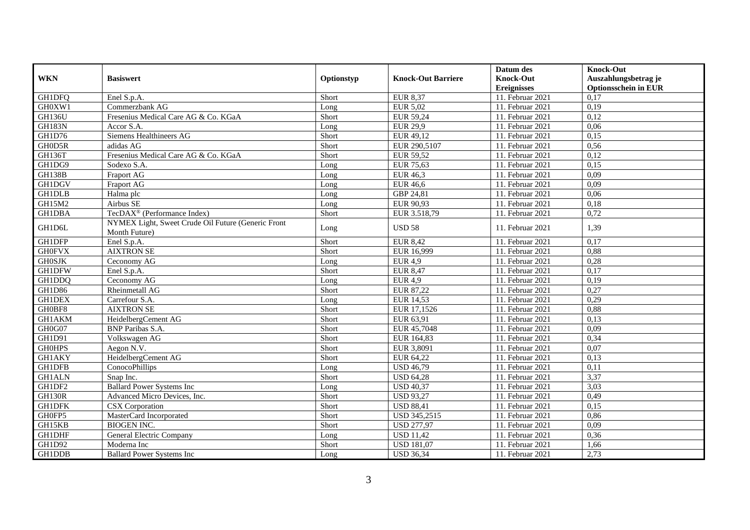| WKN | Basiswert | Optionstyp | Knock-Out Barriere | Datum des Knock-Out Ereignisses | Knock-Out Auszahlungsbetrag je Optionsschein in EUR |
|---|---|---|---|---|---|
| GH1DFQ | Enel S.p.A. | Short | EUR 8,37 | 11. Februar 2021 | 0,17 |
| GH0XW1 | Commerzbank AG | Long | EUR 5,02 | 11. Februar 2021 | 0,19 |
| GH136U | Fresenius Medical Care AG & Co. KGaA | Short | EUR 59,24 | 11. Februar 2021 | 0,12 |
| GH183N | Accor S.A. | Long | EUR 29,9 | 11. Februar 2021 | 0,06 |
| GH1D76 | Siemens Healthineers AG | Short | EUR 49,12 | 11. Februar 2021 | 0,15 |
| GH0D5R | adidas AG | Short | EUR 290,5107 | 11. Februar 2021 | 0,56 |
| GH136T | Fresenius Medical Care AG & Co. KGaA | Short | EUR 59,52 | 11. Februar 2021 | 0,12 |
| GH1DG9 | Sodexo S.A. | Long | EUR 75,63 | 11. Februar 2021 | 0,15 |
| GH138B | Fraport AG | Long | EUR 46,3 | 11. Februar 2021 | 0,09 |
| GH1DGV | Fraport AG | Long | EUR 46,6 | 11. Februar 2021 | 0,09 |
| GH1DLB | Halma plc | Long | GBP 24,81 | 11. Februar 2021 | 0,06 |
| GH15M2 | Airbus SE | Long | EUR 90,93 | 11. Februar 2021 | 0,18 |
| GH1DBA | TecDAX® (Performance Index) | Short | EUR 3.518,79 | 11. Februar 2021 | 0,72 |
| GH1D6L | NYMEX Light, Sweet Crude Oil Future (Generic Front Month Future) | Long | USD 58 | 11. Februar 2021 | 1,39 |
| GH1DFP | Enel S.p.A. | Short | EUR 8,42 | 11. Februar 2021 | 0,17 |
| GH0FVX | AIXTRON SE | Short | EUR 16,999 | 11. Februar 2021 | 0,88 |
| GH0SJK | Ceconomy AG | Long | EUR 4,9 | 11. Februar 2021 | 0,28 |
| GH1DFW | Enel S.p.A. | Short | EUR 8,47 | 11. Februar 2021 | 0,17 |
| GH1DDQ | Ceconomy AG | Long | EUR 4,9 | 11. Februar 2021 | 0,19 |
| GH1D86 | Rheinmetall AG | Short | EUR 87,22 | 11. Februar 2021 | 0,27 |
| GH1DEX | Carrefour S.A. | Long | EUR 14,53 | 11. Februar 2021 | 0,29 |
| GH0BF8 | AIXTRON SE | Short | EUR 17,1526 | 11. Februar 2021 | 0,88 |
| GH1AKM | HeidelbergCement AG | Short | EUR 63,91 | 11. Februar 2021 | 0,13 |
| GH0G07 | BNP Paribas S.A. | Short | EUR 45,7048 | 11. Februar 2021 | 0,09 |
| GH1D91 | Volkswagen AG | Short | EUR 164,83 | 11. Februar 2021 | 0,34 |
| GH0HPS | Aegon N.V. | Short | EUR 3,8091 | 11. Februar 2021 | 0,07 |
| GH1AKY | HeidelbergCement AG | Short | EUR 64,22 | 11. Februar 2021 | 0,13 |
| GH1DFB | ConocoPhillips | Long | USD 46,79 | 11. Februar 2021 | 0,11 |
| GH1ALN | Snap Inc. | Short | USD 64,28 | 11. Februar 2021 | 3,37 |
| GH1DF2 | Ballard Power Systems Inc | Long | USD 40,37 | 11. Februar 2021 | 3,03 |
| GH130R | Advanced Micro Devices, Inc. | Short | USD 93,27 | 11. Februar 2021 | 0,49 |
| GH1DFK | CSX Corporation | Short | USD 88,41 | 11. Februar 2021 | 0,15 |
| GH0FP5 | MasterCard Incorporated | Short | USD 345,2515 | 11. Februar 2021 | 0,86 |
| GH15KB | BIOGEN INC. | Short | USD 277,97 | 11. Februar 2021 | 0,09 |
| GH1DHF | General Electric Company | Long | USD 11,42 | 11. Februar 2021 | 0,36 |
| GH1D92 | Moderna Inc | Short | USD 181,07 | 11. Februar 2021 | 1,66 |
| GH1DDB | Ballard Power Systems Inc | Long | USD 36,34 | 11. Februar 2021 | 2,73 |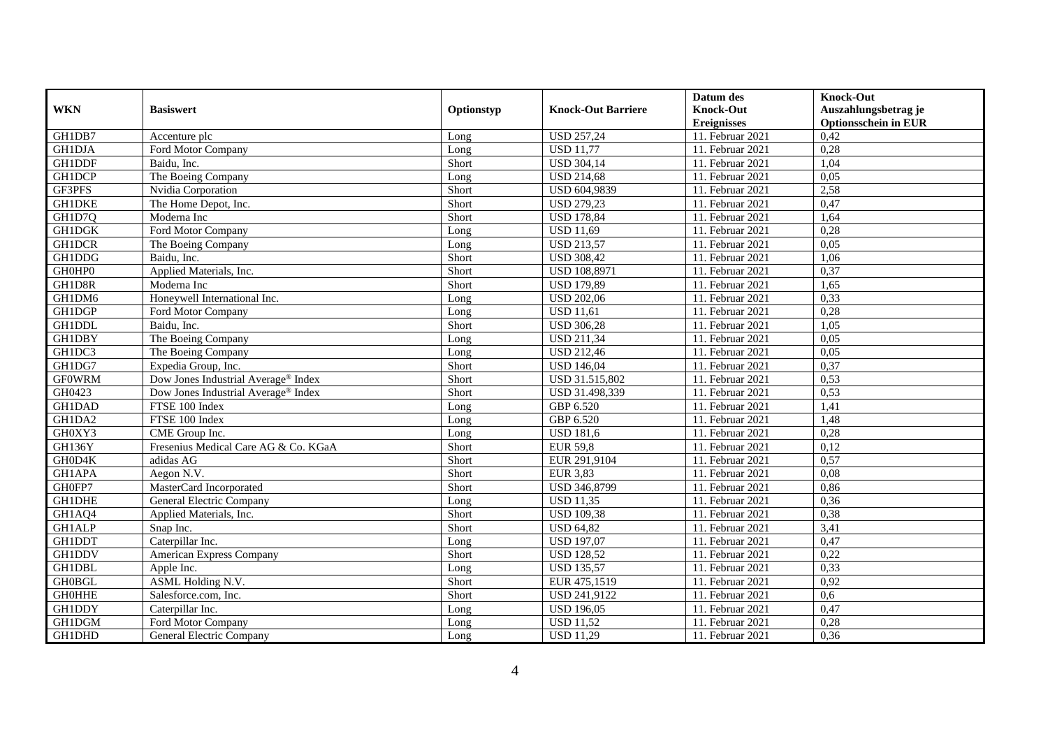| WKN | Basiswert | Optionstyp | Knock-Out Barriere | Datum des Knock-Out Ereignisses | Knock-Out Auszahlungsbetrag je Optionsschein in EUR |
|---|---|---|---|---|---|
| GH1DB7 | Accenture plc | Long | USD 257,24 | 11. Februar 2021 | 0,42 |
| GH1DJA | Ford Motor Company | Long | USD 11,77 | 11. Februar 2021 | 0,28 |
| GH1DDF | Baidu, Inc. | Short | USD 304,14 | 11. Februar 2021 | 1,04 |
| GH1DCP | The Boeing Company | Long | USD 214,68 | 11. Februar 2021 | 0,05 |
| GF3PFS | Nvidia Corporation | Short | USD 604,9839 | 11. Februar 2021 | 2,58 |
| GH1DKE | The Home Depot, Inc. | Short | USD 279,23 | 11. Februar 2021 | 0,47 |
| GH1D7Q | Moderna Inc | Short | USD 178,84 | 11. Februar 2021 | 1,64 |
| GH1DGK | Ford Motor Company | Long | USD 11,69 | 11. Februar 2021 | 0,28 |
| GH1DCR | The Boeing Company | Long | USD 213,57 | 11. Februar 2021 | 0,05 |
| GH1DDG | Baidu, Inc. | Short | USD 308,42 | 11. Februar 2021 | 1,06 |
| GH0HP0 | Applied Materials, Inc. | Short | USD 108,8971 | 11. Februar 2021 | 0,37 |
| GH1D8R | Moderna Inc | Short | USD 179,89 | 11. Februar 2021 | 1,65 |
| GH1DM6 | Honeywell International Inc. | Long | USD 202,06 | 11. Februar 2021 | 0,33 |
| GH1DGP | Ford Motor Company | Long | USD 11,61 | 11. Februar 2021 | 0,28 |
| GH1DDL | Baidu, Inc. | Short | USD 306,28 | 11. Februar 2021 | 1,05 |
| GH1DBY | The Boeing Company | Long | USD 211,34 | 11. Februar 2021 | 0,05 |
| GH1DC3 | The Boeing Company | Long | USD 212,46 | 11. Februar 2021 | 0,05 |
| GH1DG7 | Expedia Group, Inc. | Short | USD 146,04 | 11. Februar 2021 | 0,37 |
| GF0WRM | Dow Jones Industrial Average® Index | Short | USD 31.515,802 | 11. Februar 2021 | 0,53 |
| GH0423 | Dow Jones Industrial Average® Index | Short | USD 31.498,339 | 11. Februar 2021 | 0,53 |
| GH1DAD | FTSE 100 Index | Long | GBP 6.520 | 11. Februar 2021 | 1,41 |
| GH1DA2 | FTSE 100 Index | Long | GBP 6.520 | 11. Februar 2021 | 1,48 |
| GH0XY3 | CME Group Inc. | Long | USD 181,6 | 11. Februar 2021 | 0,28 |
| GH136Y | Fresenius Medical Care AG & Co. KGaA | Short | EUR 59,8 | 11. Februar 2021 | 0,12 |
| GH0D4K | adidas AG | Short | EUR 291,9104 | 11. Februar 2021 | 0,57 |
| GH1APA | Aegon N.V. | Short | EUR 3,83 | 11. Februar 2021 | 0,08 |
| GH0FP7 | MasterCard Incorporated | Short | USD 346,8799 | 11. Februar 2021 | 0,86 |
| GH1DHE | General Electric Company | Long | USD 11,35 | 11. Februar 2021 | 0,36 |
| GH1AQ4 | Applied Materials, Inc. | Short | USD 109,38 | 11. Februar 2021 | 0,38 |
| GH1ALP | Snap Inc. | Short | USD 64,82 | 11. Februar 2021 | 3,41 |
| GH1DDT | Caterpillar Inc. | Long | USD 197,07 | 11. Februar 2021 | 0,47 |
| GH1DDV | American Express Company | Short | USD 128,52 | 11. Februar 2021 | 0,22 |
| GH1DBL | Apple Inc. | Long | USD 135,57 | 11. Februar 2021 | 0,33 |
| GH0BGL | ASML Holding N.V. | Short | EUR 475,1519 | 11. Februar 2021 | 0,92 |
| GH0HHE | Salesforce.com, Inc. | Short | USD 241,9122 | 11. Februar 2021 | 0,6 |
| GH1DDY | Caterpillar Inc. | Long | USD 196,05 | 11. Februar 2021 | 0,47 |
| GH1DGM | Ford Motor Company | Long | USD 11,52 | 11. Februar 2021 | 0,28 |
| GH1DHD | General Electric Company | Long | USD 11,29 | 11. Februar 2021 | 0,36 |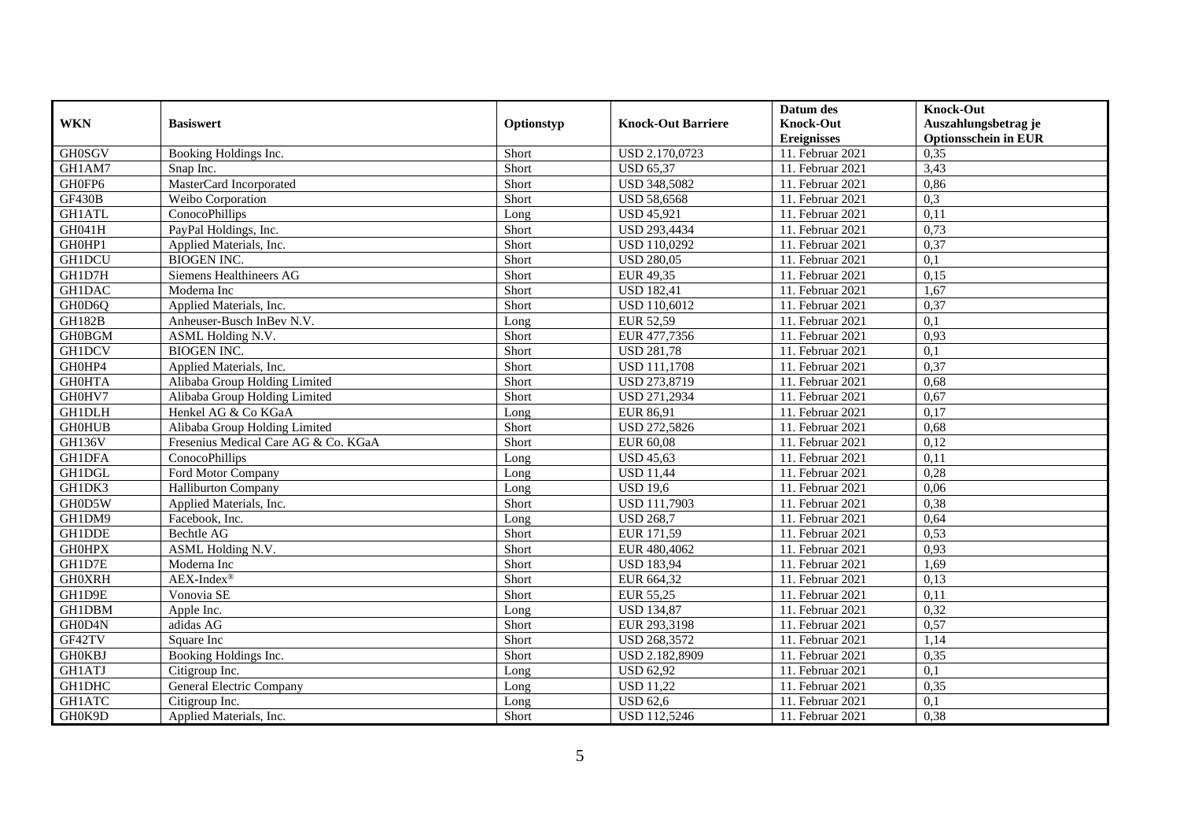| WKN | Basiswert | Optionstyp | Knock-Out Barriere | Datum des Knock-Out Ereignisses | Knock-Out Auszahlungsbetrag je Optionsschein in EUR |
|---|---|---|---|---|---|
| GH0SGV | Booking Holdings Inc. | Short | USD 2.170,0723 | 11. Februar 2021 | 0,35 |
| GH1AM7 | Snap Inc. | Short | USD 65,37 | 11. Februar 2021 | 3,43 |
| GH0FP6 | MasterCard Incorporated | Short | USD 348,5082 | 11. Februar 2021 | 0,86 |
| GF430B | Weibo Corporation | Short | USD 58,6568 | 11. Februar 2021 | 0,3 |
| GH1ATL | ConocoPhillips | Long | USD 45,921 | 11. Februar 2021 | 0,11 |
| GH041H | PayPal Holdings, Inc. | Short | USD 293,4434 | 11. Februar 2021 | 0,73 |
| GH0HP1 | Applied Materials, Inc. | Short | USD 110,0292 | 11. Februar 2021 | 0,37 |
| GH1DCU | BIOGEN INC. | Short | USD 280,05 | 11. Februar 2021 | 0,1 |
| GH1D7H | Siemens Healthineers AG | Short | EUR 49,35 | 11. Februar 2021 | 0,15 |
| GH1DAC | Moderna Inc | Short | USD 182,41 | 11. Februar 2021 | 1,67 |
| GH0D6Q | Applied Materials, Inc. | Short | USD 110,6012 | 11. Februar 2021 | 0,37 |
| GH182B | Anheuser-Busch InBev N.V. | Long | EUR 52,59 | 11. Februar 2021 | 0,1 |
| GH0BGM | ASML Holding N.V. | Short | EUR 477,7356 | 11. Februar 2021 | 0,93 |
| GH1DCV | BIOGEN INC. | Short | USD 281,78 | 11. Februar 2021 | 0,1 |
| GH0HP4 | Applied Materials, Inc. | Short | USD 111,1708 | 11. Februar 2021 | 0,37 |
| GH0HTA | Alibaba Group Holding Limited | Short | USD 273,8719 | 11. Februar 2021 | 0,68 |
| GH0HV7 | Alibaba Group Holding Limited | Short | USD 271,2934 | 11. Februar 2021 | 0,67 |
| GH1DLH | Henkel AG & Co KGaA | Long | EUR 86,91 | 11. Februar 2021 | 0,17 |
| GH0HUB | Alibaba Group Holding Limited | Short | USD 272,5826 | 11. Februar 2021 | 0,68 |
| GH136V | Fresenius Medical Care AG & Co. KGaA | Short | EUR 60,08 | 11. Februar 2021 | 0,12 |
| GH1DFA | ConocoPhillips | Long | USD 45,63 | 11. Februar 2021 | 0,11 |
| GH1DGL | Ford Motor Company | Long | USD 11,44 | 11. Februar 2021 | 0,28 |
| GH1DK3 | Halliburton Company | Long | USD 19,6 | 11. Februar 2021 | 0,06 |
| GH0D5W | Applied Materials, Inc. | Short | USD 111,7903 | 11. Februar 2021 | 0,38 |
| GH1DM9 | Facebook, Inc. | Long | USD 268,7 | 11. Februar 2021 | 0,64 |
| GH1DDE | Bechtle AG | Short | EUR 171,59 | 11. Februar 2021 | 0,53 |
| GH0HPX | ASML Holding N.V. | Short | EUR 480,4062 | 11. Februar 2021 | 0,93 |
| GH1D7E | Moderna Inc | Short | USD 183,94 | 11. Februar 2021 | 1,69 |
| GH0XRH | AEX-Index® | Short | EUR 664,32 | 11. Februar 2021 | 0,13 |
| GH1D9E | Vonovia SE | Short | EUR 55,25 | 11. Februar 2021 | 0,11 |
| GH1DBM | Apple Inc. | Long | USD 134,87 | 11. Februar 2021 | 0,32 |
| GH0D4N | adidas AG | Short | EUR 293,3198 | 11. Februar 2021 | 0,57 |
| GF42TV | Square Inc | Short | USD 268,3572 | 11. Februar 2021 | 1,14 |
| GH0KBJ | Booking Holdings Inc. | Short | USD 2.182,8909 | 11. Februar 2021 | 0,35 |
| GH1ATJ | Citigroup Inc. | Long | USD 62,92 | 11. Februar 2021 | 0,1 |
| GH1DHC | General Electric Company | Long | USD 11,22 | 11. Februar 2021 | 0,35 |
| GH1ATC | Citigroup Inc. | Long | USD 62,6 | 11. Februar 2021 | 0,1 |
| GH0K9D | Applied Materials, Inc. | Short | USD 112,5246 | 11. Februar 2021 | 0,38 |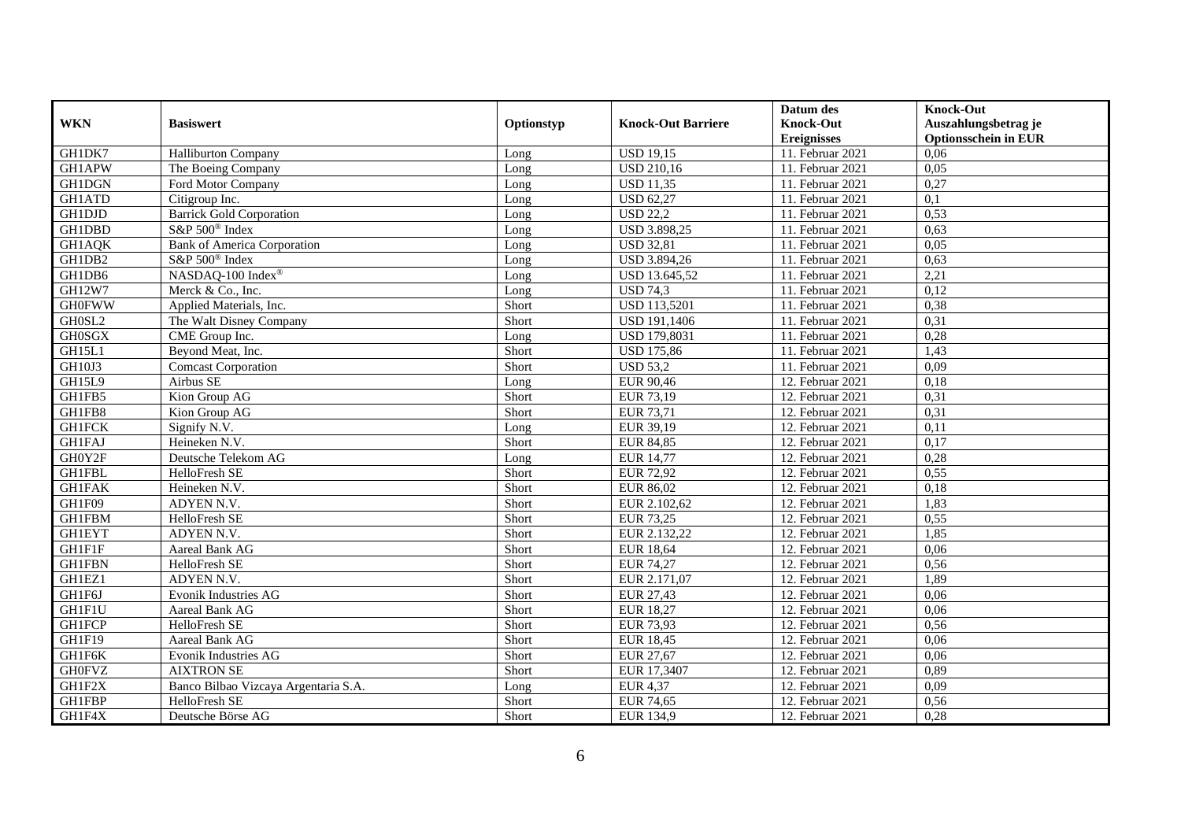| WKN | Basiswert | Optionstyp | Knock-Out Barriere | Datum des Knock-Out Ereignisses | Knock-Out Auszahlungsbetrag je Optionsschein in EUR |
|---|---|---|---|---|---|
| GH1DK7 | Halliburton Company | Long | USD 19,15 | 11. Februar 2021 | 0,06 |
| GH1APW | The Boeing Company | Long | USD 210,16 | 11. Februar 2021 | 0,05 |
| GH1DGN | Ford Motor Company | Long | USD 11,35 | 11. Februar 2021 | 0,27 |
| GH1ATD | Citigroup Inc. | Long | USD 62,27 | 11. Februar 2021 | 0,1 |
| GH1DJD | Barrick Gold Corporation | Long | USD 22,2 | 11. Februar 2021 | 0,53 |
| GH1DBD | S&P 500® Index | Long | USD 3.898,25 | 11. Februar 2021 | 0,63 |
| GH1AQK | Bank of America Corporation | Long | USD 32,81 | 11. Februar 2021 | 0,05 |
| GH1DB2 | S&P 500® Index | Long | USD 3.894,26 | 11. Februar 2021 | 0,63 |
| GH1DB6 | NASDAQ-100 Index® | Long | USD 13.645,52 | 11. Februar 2021 | 2,21 |
| GH12W7 | Merck & Co., Inc. | Long | USD 74,3 | 11. Februar 2021 | 0,12 |
| GH0FWW | Applied Materials, Inc. | Short | USD 113,5201 | 11. Februar 2021 | 0,38 |
| GH0SL2 | The Walt Disney Company | Short | USD 191,1406 | 11. Februar 2021 | 0,31 |
| GH0SGX | CME Group Inc. | Long | USD 179,8031 | 11. Februar 2021 | 0,28 |
| GH15L1 | Beyond Meat, Inc. | Short | USD 175,86 | 11. Februar 2021 | 1,43 |
| GH10J3 | Comcast Corporation | Short | USD 53,2 | 11. Februar 2021 | 0,09 |
| GH15L9 | Airbus SE | Long | EUR 90,46 | 12. Februar 2021 | 0,18 |
| GH1FB5 | Kion Group AG | Short | EUR 73,19 | 12. Februar 2021 | 0,31 |
| GH1FB8 | Kion Group AG | Short | EUR 73,71 | 12. Februar 2021 | 0,31 |
| GH1FCK | Signify N.V. | Long | EUR 39,19 | 12. Februar 2021 | 0,11 |
| GH1FAJ | Heineken N.V. | Short | EUR 84,85 | 12. Februar 2021 | 0,17 |
| GH0Y2F | Deutsche Telekom AG | Long | EUR 14,77 | 12. Februar 2021 | 0,28 |
| GH1FBL | HelloFresh SE | Short | EUR 72,92 | 12. Februar 2021 | 0,55 |
| GH1FAK | Heineken N.V. | Short | EUR 86,02 | 12. Februar 2021 | 0,18 |
| GH1F09 | ADYEN N.V. | Short | EUR 2.102,62 | 12. Februar 2021 | 1,83 |
| GH1FBM | HelloFresh SE | Short | EUR 73,25 | 12. Februar 2021 | 0,55 |
| GH1EYT | ADYEN N.V. | Short | EUR 2.132,22 | 12. Februar 2021 | 1,85 |
| GH1F1F | Aareal Bank AG | Short | EUR 18,64 | 12. Februar 2021 | 0,06 |
| GH1FBN | HelloFresh SE | Short | EUR 74,27 | 12. Februar 2021 | 0,56 |
| GH1EZ1 | ADYEN N.V. | Short | EUR 2.171,07 | 12. Februar 2021 | 1,89 |
| GH1F6J | Evonik Industries AG | Short | EUR 27,43 | 12. Februar 2021 | 0,06 |
| GH1F1U | Aareal Bank AG | Short | EUR 18,27 | 12. Februar 2021 | 0,06 |
| GH1FCP | HelloFresh SE | Short | EUR 73,93 | 12. Februar 2021 | 0,56 |
| GH1F19 | Aareal Bank AG | Short | EUR 18,45 | 12. Februar 2021 | 0,06 |
| GH1F6K | Evonik Industries AG | Short | EUR 27,67 | 12. Februar 2021 | 0,06 |
| GH0FVZ | AIXTRON SE | Short | EUR 17,3407 | 12. Februar 2021 | 0,89 |
| GH1F2X | Banco Bilbao Vizcaya Argentaria S.A. | Long | EUR 4,37 | 12. Februar 2021 | 0,09 |
| GH1FBP | HelloFresh SE | Short | EUR 74,65 | 12. Februar 2021 | 0,56 |
| GH1F4X | Deutsche Börse AG | Short | EUR 134,9 | 12. Februar 2021 | 0,28 |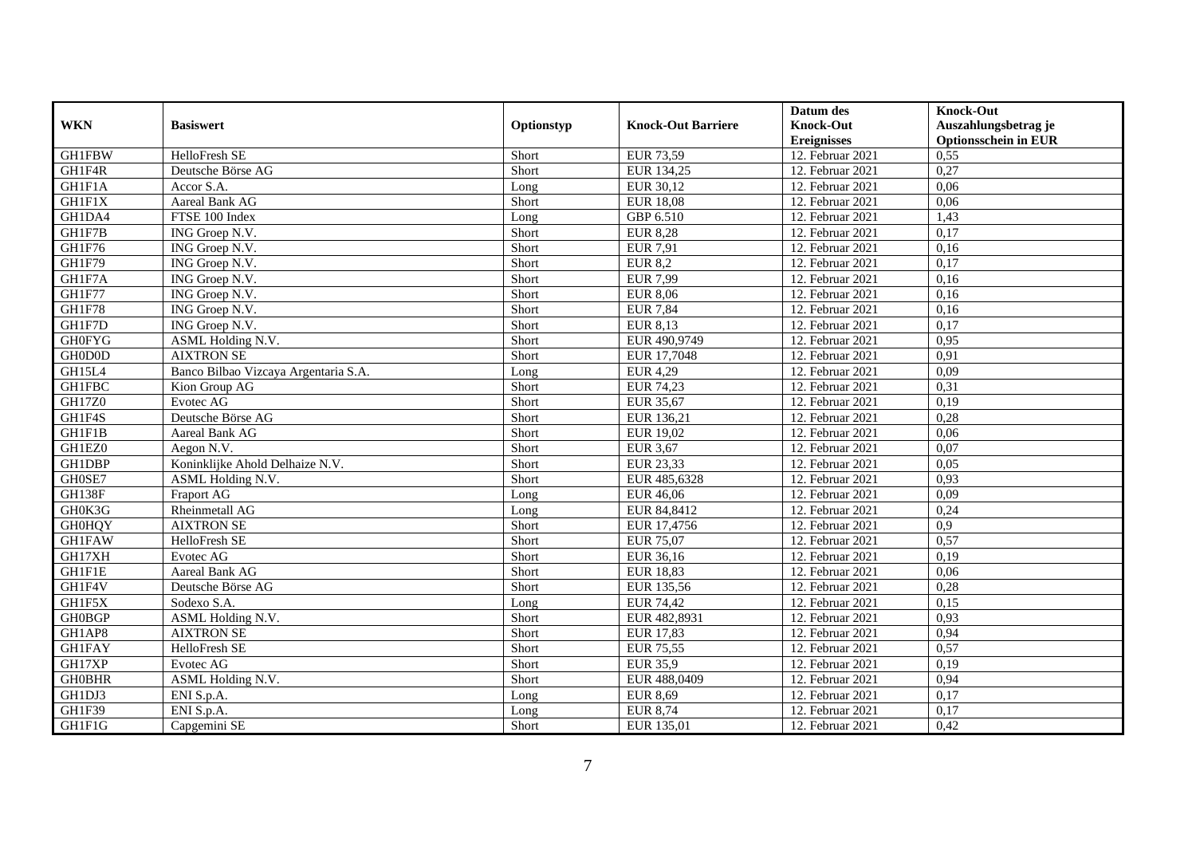| WKN | Basiswert | Optionstyp | Knock-Out Barriere | Datum des Knock-Out Ereignisses | Knock-Out Auszahlungsbetrag je Optionsschein in EUR |
|---|---|---|---|---|---|
| GH1FBW | HelloFresh SE | Short | EUR 73,59 | 12. Februar 2021 | 0,55 |
| GH1F4R | Deutsche Börse AG | Short | EUR 134,25 | 12. Februar 2021 | 0,27 |
| GH1F1A | Accor S.A. | Long | EUR 30,12 | 12. Februar 2021 | 0,06 |
| GH1F1X | Aareal Bank AG | Short | EUR 18,08 | 12. Februar 2021 | 0,06 |
| GH1DA4 | FTSE 100 Index | Long | GBP 6.510 | 12. Februar 2021 | 1,43 |
| GH1F7B | ING Groep N.V. | Short | EUR 8,28 | 12. Februar 2021 | 0,17 |
| GH1F76 | ING Groep N.V. | Short | EUR 7,91 | 12. Februar 2021 | 0,16 |
| GH1F79 | ING Groep N.V. | Short | EUR 8,2 | 12. Februar 2021 | 0,17 |
| GH1F7A | ING Groep N.V. | Short | EUR 7,99 | 12. Februar 2021 | 0,16 |
| GH1F77 | ING Groep N.V. | Short | EUR 8,06 | 12. Februar 2021 | 0,16 |
| GH1F78 | ING Groep N.V. | Short | EUR 7,84 | 12. Februar 2021 | 0,16 |
| GH1F7D | ING Groep N.V. | Short | EUR 8,13 | 12. Februar 2021 | 0,17 |
| GH0FYG | ASML Holding N.V. | Short | EUR 490,9749 | 12. Februar 2021 | 0,95 |
| GH0D0D | AIXTRON SE | Short | EUR 17,7048 | 12. Februar 2021 | 0,91 |
| GH15L4 | Banco Bilbao Vizcaya Argentaria S.A. | Long | EUR 4,29 | 12. Februar 2021 | 0,09 |
| GH1FBC | Kion Group AG | Short | EUR 74,23 | 12. Februar 2021 | 0,31 |
| GH17Z0 | Evotec AG | Short | EUR 35,67 | 12. Februar 2021 | 0,19 |
| GH1F4S | Deutsche Börse AG | Short | EUR 136,21 | 12. Februar 2021 | 0,28 |
| GH1F1B | Aareal Bank AG | Short | EUR 19,02 | 12. Februar 2021 | 0,06 |
| GH1EZ0 | Aegon N.V. | Short | EUR 3,67 | 12. Februar 2021 | 0,07 |
| GH1DBP | Koninklijke Ahold Delhaize N.V. | Short | EUR 23,33 | 12. Februar 2021 | 0,05 |
| GH0SE7 | ASML Holding N.V. | Short | EUR 485,6328 | 12. Februar 2021 | 0,93 |
| GH138F | Fraport AG | Long | EUR 46,06 | 12. Februar 2021 | 0,09 |
| GH0K3G | Rheinmetall AG | Long | EUR 84,8412 | 12. Februar 2021 | 0,24 |
| GH0HQY | AIXTRON SE | Short | EUR 17,4756 | 12. Februar 2021 | 0,9 |
| GH1FAW | HelloFresh SE | Short | EUR 75,07 | 12. Februar 2021 | 0,57 |
| GH17XH | Evotec AG | Short | EUR 36,16 | 12. Februar 2021 | 0,19 |
| GH1F1E | Aareal Bank AG | Short | EUR 18,83 | 12. Februar 2021 | 0,06 |
| GH1F4V | Deutsche Börse AG | Short | EUR 135,56 | 12. Februar 2021 | 0,28 |
| GH1F5X | Sodexo S.A. | Long | EUR 74,42 | 12. Februar 2021 | 0,15 |
| GH0BGP | ASML Holding N.V. | Short | EUR 482,8931 | 12. Februar 2021 | 0,93 |
| GH1AP8 | AIXTRON SE | Short | EUR 17,83 | 12. Februar 2021 | 0,94 |
| GH1FAY | HelloFresh SE | Short | EUR 75,55 | 12. Februar 2021 | 0,57 |
| GH17XP | Evotec AG | Short | EUR 35,9 | 12. Februar 2021 | 0,19 |
| GH0BHR | ASML Holding N.V. | Short | EUR 488,0409 | 12. Februar 2021 | 0,94 |
| GH1DJ3 | ENI S.p.A. | Long | EUR 8,69 | 12. Februar 2021 | 0,17 |
| GH1F39 | ENI S.p.A. | Long | EUR 8,74 | 12. Februar 2021 | 0,17 |
| GH1F1G | Capgemini SE | Short | EUR 135,01 | 12. Februar 2021 | 0,42 |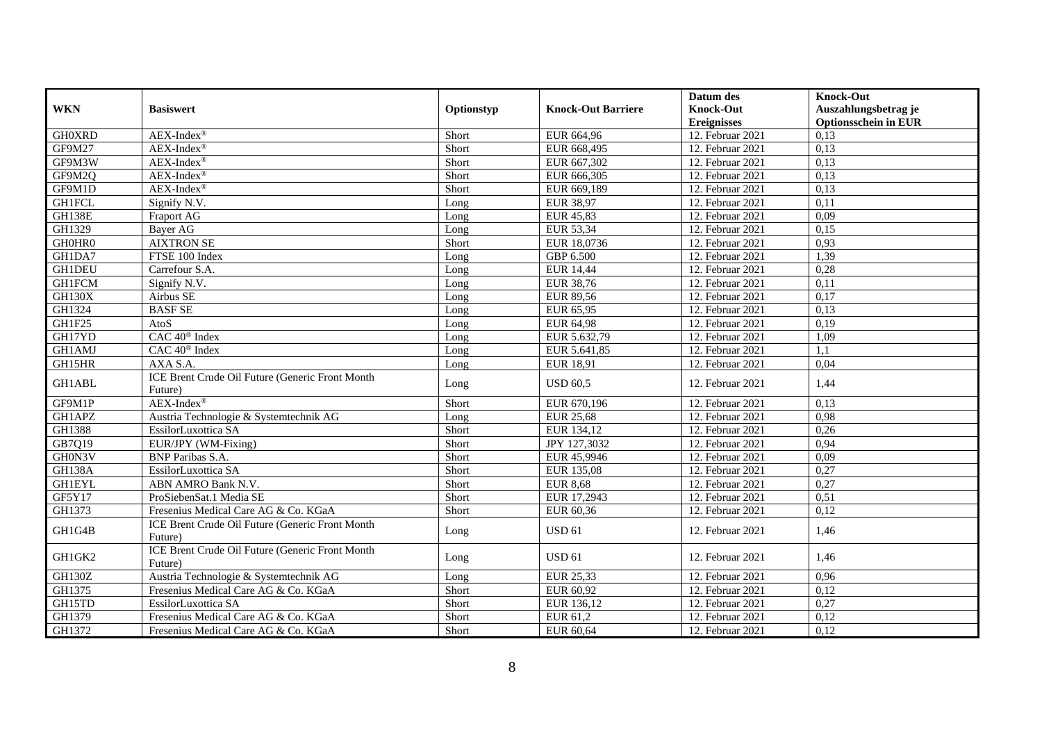| WKN | Basiswert | Optionstyp | Knock-Out Barriere | Datum des Knock-Out Ereignisses | Knock-Out Auszahlungsbetrag je Optionsschein in EUR |
|---|---|---|---|---|---|
| GH0XRD | AEX-Index® | Short | EUR 664,96 | 12. Februar 2021 | 0,13 |
| GF9M27 | AEX-Index® | Short | EUR 668,495 | 12. Februar 2021 | 0,13 |
| GF9M3W | AEX-Index® | Short | EUR 667,302 | 12. Februar 2021 | 0,13 |
| GF9M2Q | AEX-Index® | Short | EUR 666,305 | 12. Februar 2021 | 0,13 |
| GF9M1D | AEX-Index® | Short | EUR 669,189 | 12. Februar 2021 | 0,13 |
| GH1FCL | Signify N.V. | Long | EUR 38,97 | 12. Februar 2021 | 0,11 |
| GH138E | Fraport AG | Long | EUR 45,83 | 12. Februar 2021 | 0,09 |
| GH1329 | Bayer AG | Long | EUR 53,34 | 12. Februar 2021 | 0,15 |
| GH0HR0 | AIXTRON SE | Short | EUR 18,0736 | 12. Februar 2021 | 0,93 |
| GH1DA7 | FTSE 100 Index | Long | GBP 6.500 | 12. Februar 2021 | 1,39 |
| GH1DEU | Carrefour S.A. | Long | EUR 14,44 | 12. Februar 2021 | 0,28 |
| GH1FCM | Signify N.V. | Long | EUR 38,76 | 12. Februar 2021 | 0,11 |
| GH130X | Airbus SE | Long | EUR 89,56 | 12. Februar 2021 | 0,17 |
| GH1324 | BASF SE | Long | EUR 65,95 | 12. Februar 2021 | 0,13 |
| GH1F25 | AtoS | Long | EUR 64,98 | 12. Februar 2021 | 0,19 |
| GH17YD | CAC 40® Index | Long | EUR 5.632,79 | 12. Februar 2021 | 1,09 |
| GH1AMJ | CAC 40® Index | Long | EUR 5.641,85 | 12. Februar 2021 | 1,1 |
| GH15HR | AXA S.A. | Long | EUR 18,91 | 12. Februar 2021 | 0,04 |
| GH1ABL | ICE Brent Crude Oil Future (Generic Front Month Future) | Long | USD 60,5 | 12. Februar 2021 | 1,44 |
| GF9M1P | AEX-Index® | Short | EUR 670,196 | 12. Februar 2021 | 0,13 |
| GH1APZ | Austria Technologie & Systemtechnik AG | Long | EUR 25,68 | 12. Februar 2021 | 0,98 |
| GH1388 | EssilorLuxottica SA | Short | EUR 134,12 | 12. Februar 2021 | 0,26 |
| GB7Q19 | EUR/JPY (WM-Fixing) | Short | JPY 127,3032 | 12. Februar 2021 | 0,94 |
| GH0N3V | BNP Paribas S.A. | Short | EUR 45,9946 | 12. Februar 2021 | 0,09 |
| GH138A | EssilorLuxottica SA | Short | EUR 135,08 | 12. Februar 2021 | 0,27 |
| GH1EYL | ABN AMRO Bank N.V. | Short | EUR 8,68 | 12. Februar 2021 | 0,27 |
| GF5Y17 | ProSiebenSat.1 Media SE | Short | EUR 17,2943 | 12. Februar 2021 | 0,51 |
| GH1373 | Fresenius Medical Care AG & Co. KGaA | Short | EUR 60,36 | 12. Februar 2021 | 0,12 |
| GH1G4B | ICE Brent Crude Oil Future (Generic Front Month Future) | Long | USD 61 | 12. Februar 2021 | 1,46 |
| GH1GK2 | ICE Brent Crude Oil Future (Generic Front Month Future) | Long | USD 61 | 12. Februar 2021 | 1,46 |
| GH130Z | Austria Technologie & Systemtechnik AG | Long | EUR 25,33 | 12. Februar 2021 | 0,96 |
| GH1375 | Fresenius Medical Care AG & Co. KGaA | Short | EUR 60,92 | 12. Februar 2021 | 0,12 |
| GH15TD | EssilorLuxottica SA | Short | EUR 136,12 | 12. Februar 2021 | 0,27 |
| GH1379 | Fresenius Medical Care AG & Co. KGaA | Short | EUR 61,2 | 12. Februar 2021 | 0,12 |
| GH1372 | Fresenius Medical Care AG & Co. KGaA | Short | EUR 60,64 | 12. Februar 2021 | 0,12 |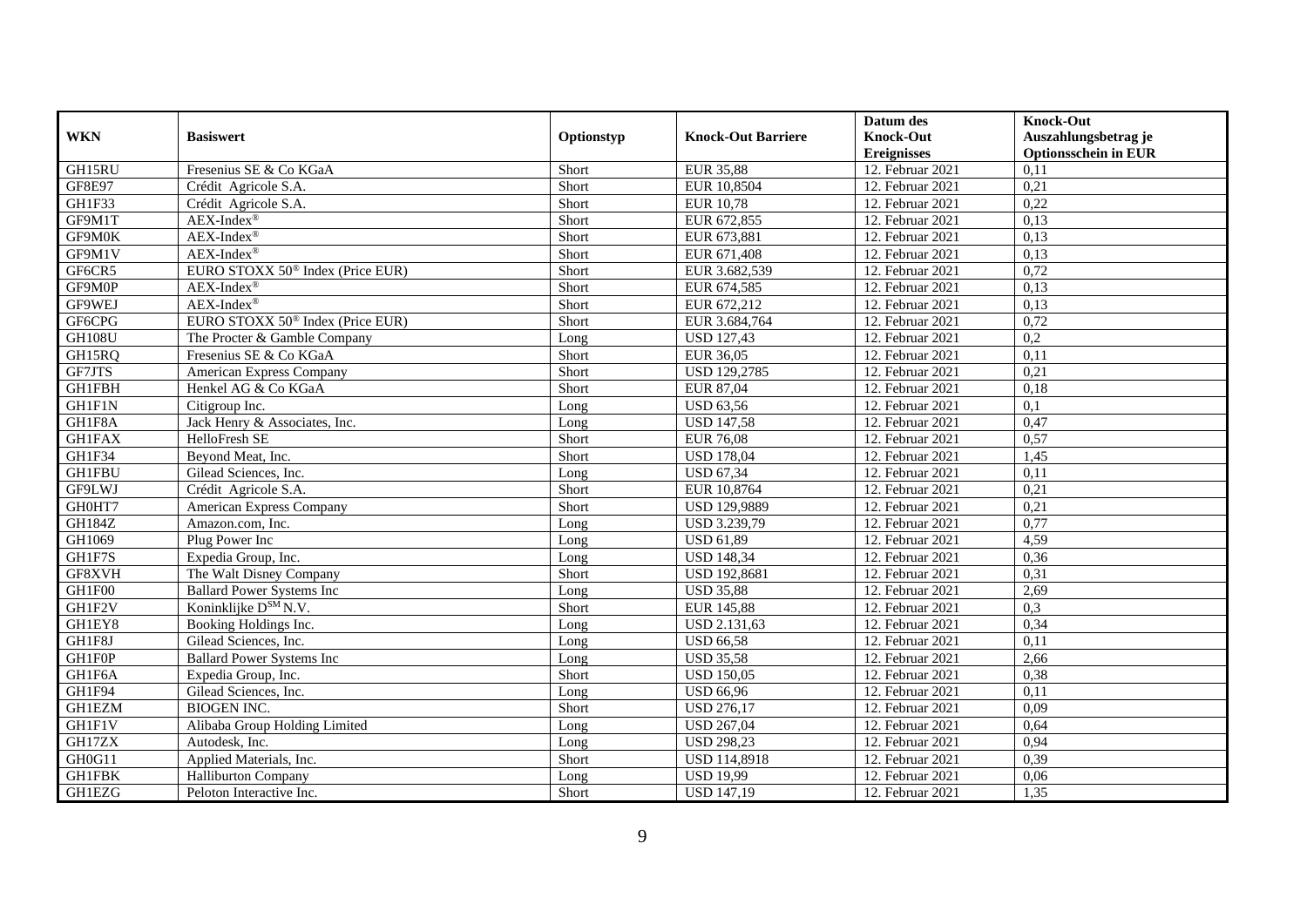| WKN | Basiswert | Optionstyp | Knock-Out Barriere | Datum des Knock-Out Ereignisses | Knock-Out Auszahlungsbetrag je Optionsschein in EUR |
|---|---|---|---|---|---|
| GH15RU | Fresenius SE & Co KGaA | Short | EUR 35,88 | 12. Februar 2021 | 0,11 |
| GF8E97 | Crédit Agricole S.A. | Short | EUR 10,8504 | 12. Februar 2021 | 0,21 |
| GH1F33 | Crédit Agricole S.A. | Short | EUR 10,78 | 12. Februar 2021 | 0,22 |
| GF9M1T | AEX-Index® | Short | EUR 672,855 | 12. Februar 2021 | 0,13 |
| GF9M0K | AEX-Index® | Short | EUR 673,881 | 12. Februar 2021 | 0,13 |
| GF9M1V | AEX-Index® | Short | EUR 671,408 | 12. Februar 2021 | 0,13 |
| GF6CR5 | EURO STOXX 50® Index (Price EUR) | Short | EUR 3.682,539 | 12. Februar 2021 | 0,72 |
| GF9M0P | AEX-Index® | Short | EUR 674,585 | 12. Februar 2021 | 0,13 |
| GF9WEJ | AEX-Index® | Short | EUR 672,212 | 12. Februar 2021 | 0,13 |
| GF6CPG | EURO STOXX 50® Index (Price EUR) | Short | EUR 3.684,764 | 12. Februar 2021 | 0,72 |
| GH108U | The Procter & Gamble Company | Long | USD 127,43 | 12. Februar 2021 | 0,2 |
| GH15RQ | Fresenius SE & Co KGaA | Short | EUR 36,05 | 12. Februar 2021 | 0,11 |
| GF7JTS | American Express Company | Short | USD 129,2785 | 12. Februar 2021 | 0,21 |
| GH1FBH | Henkel AG & Co KGaA | Short | EUR 87,04 | 12. Februar 2021 | 0,18 |
| GH1F1N | Citigroup Inc. | Long | USD 63,56 | 12. Februar 2021 | 0,1 |
| GH1F8A | Jack Henry & Associates, Inc. | Long | USD 147,58 | 12. Februar 2021 | 0,47 |
| GH1FAX | HelloFresh SE | Short | EUR 76,08 | 12. Februar 2021 | 0,57 |
| GH1F34 | Beyond Meat, Inc. | Short | USD 178,04 | 12. Februar 2021 | 1,45 |
| GH1FBU | Gilead Sciences, Inc. | Long | USD 67,34 | 12. Februar 2021 | 0,11 |
| GF9LWJ | Crédit Agricole S.A. | Short | EUR 10,8764 | 12. Februar 2021 | 0,21 |
| GH0HT7 | American Express Company | Short | USD 129,9889 | 12. Februar 2021 | 0,21 |
| GH184Z | Amazon.com, Inc. | Long | USD 3.239,79 | 12. Februar 2021 | 0,77 |
| GH1069 | Plug Power Inc | Long | USD 61,89 | 12. Februar 2021 | 4,59 |
| GH1F7S | Expedia Group, Inc. | Long | USD 148,34 | 12. Februar 2021 | 0,36 |
| GF8XVH | The Walt Disney Company | Short | USD 192,8681 | 12. Februar 2021 | 0,31 |
| GH1F00 | Ballard Power Systems Inc | Long | USD 35,88 | 12. Februar 2021 | 2,69 |
| GH1F2V | Koninklijke D[SM] N.V. | Short | EUR 145,88 | 12. Februar 2021 | 0,3 |
| GH1EY8 | Booking Holdings Inc. | Long | USD 2.131,63 | 12. Februar 2021 | 0,34 |
| GH1F8J | Gilead Sciences, Inc. | Long | USD 66,58 | 12. Februar 2021 | 0,11 |
| GH1F0P | Ballard Power Systems Inc | Long | USD 35,58 | 12. Februar 2021 | 2,66 |
| GH1F6A | Expedia Group, Inc. | Short | USD 150,05 | 12. Februar 2021 | 0,38 |
| GH1F94 | Gilead Sciences, Inc. | Long | USD 66,96 | 12. Februar 2021 | 0,11 |
| GH1EZM | BIOGEN INC. | Short | USD 276,17 | 12. Februar 2021 | 0,09 |
| GH1F1V | Alibaba Group Holding Limited | Long | USD 267,04 | 12. Februar 2021 | 0,64 |
| GH17ZX | Autodesk, Inc. | Long | USD 298,23 | 12. Februar 2021 | 0,94 |
| GH0G11 | Applied Materials, Inc. | Short | USD 114,8918 | 12. Februar 2021 | 0,39 |
| GH1FBK | Halliburton Company | Long | USD 19,99 | 12. Februar 2021 | 0,06 |
| GH1EZG | Peloton Interactive Inc. | Short | USD 147,19 | 12. Februar 2021 | 1,35 |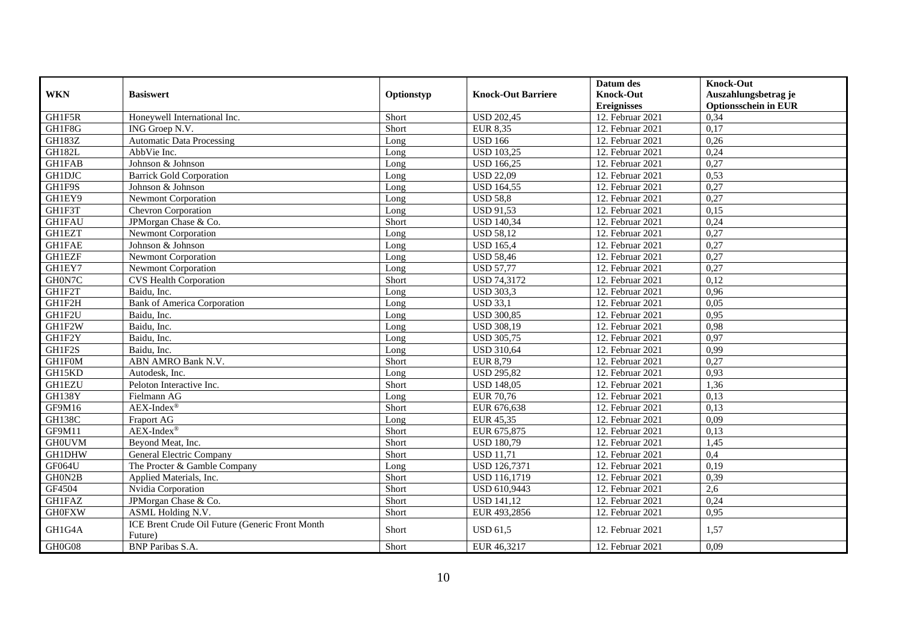| WKN | Basiswert | Optionstyp | Knock-Out Barriere | Datum des Knock-Out Ereignisses | Knock-Out Auszahlungsbetrag je Optionsschein in EUR |
|---|---|---|---|---|---|
| GH1F5R | Honeywell International Inc. | Short | USD 202,45 | 12. Februar 2021 | 0,34 |
| GH1F8G | ING Groep N.V. | Short | EUR 8,35 | 12. Februar 2021 | 0,17 |
| GH183Z | Automatic Data Processing | Long | USD 166 | 12. Februar 2021 | 0,26 |
| GH182L | AbbVie Inc. | Long | USD 103,25 | 12. Februar 2021 | 0,24 |
| GH1FAB | Johnson & Johnson | Long | USD 166,25 | 12. Februar 2021 | 0,27 |
| GH1DJC | Barrick Gold Corporation | Long | USD 22,09 | 12. Februar 2021 | 0,53 |
| GH1F9S | Johnson & Johnson | Long | USD 164,55 | 12. Februar 2021 | 0,27 |
| GH1EY9 | Newmont Corporation | Long | USD 58,8 | 12. Februar 2021 | 0,27 |
| GH1F3T | Chevron Corporation | Long | USD 91,53 | 12. Februar 2021 | 0,15 |
| GH1FAU | JPMorgan Chase & Co. | Short | USD 140,34 | 12. Februar 2021 | 0,24 |
| GH1EZT | Newmont Corporation | Long | USD 58,12 | 12. Februar 2021 | 0,27 |
| GH1FAE | Johnson & Johnson | Long | USD 165,4 | 12. Februar 2021 | 0,27 |
| GH1EZF | Newmont Corporation | Long | USD 58,46 | 12. Februar 2021 | 0,27 |
| GH1EY7 | Newmont Corporation | Long | USD 57,77 | 12. Februar 2021 | 0,27 |
| GH0N7C | CVS Health Corporation | Short | USD 74,3172 | 12. Februar 2021 | 0,12 |
| GH1F2T | Baidu, Inc. | Long | USD 303,3 | 12. Februar 2021 | 0,96 |
| GH1F2H | Bank of America Corporation | Long | USD 33,1 | 12. Februar 2021 | 0,05 |
| GH1F2U | Baidu, Inc. | Long | USD 300,85 | 12. Februar 2021 | 0,95 |
| GH1F2W | Baidu, Inc. | Long | USD 308,19 | 12. Februar 2021 | 0,98 |
| GH1F2Y | Baidu, Inc. | Long | USD 305,75 | 12. Februar 2021 | 0,97 |
| GH1F2S | Baidu, Inc. | Long | USD 310,64 | 12. Februar 2021 | 0,99 |
| GH1F0M | ABN AMRO Bank N.V. | Short | EUR 8,79 | 12. Februar 2021 | 0,27 |
| GH15KD | Autodesk, Inc. | Long | USD 295,82 | 12. Februar 2021 | 0,93 |
| GH1EZU | Peloton Interactive Inc. | Short | USD 148,05 | 12. Februar 2021 | 1,36 |
| GH138Y | Fielmann AG | Long | EUR 70,76 | 12. Februar 2021 | 0,13 |
| GF9M16 | AEX-Index® | Short | EUR 676,638 | 12. Februar 2021 | 0,13 |
| GH138C | Fraport AG | Long | EUR 45,35 | 12. Februar 2021 | 0,09 |
| GF9M11 | AEX-Index® | Short | EUR 675,875 | 12. Februar 2021 | 0,13 |
| GH0UVM | Beyond Meat, Inc. | Short | USD 180,79 | 12. Februar 2021 | 1,45 |
| GH1DHW | General Electric Company | Short | USD 11,71 | 12. Februar 2021 | 0,4 |
| GF064U | The Procter & Gamble Company | Long | USD 126,7371 | 12. Februar 2021 | 0,19 |
| GH0N2B | Applied Materials, Inc. | Short | USD 116,1719 | 12. Februar 2021 | 0,39 |
| GF4504 | Nvidia Corporation | Short | USD 610,9443 | 12. Februar 2021 | 2,6 |
| GH1FAZ | JPMorgan Chase & Co. | Short | USD 141,12 | 12. Februar 2021 | 0,24 |
| GH0FXW | ASML Holding N.V. | Short | EUR 493,2856 | 12. Februar 2021 | 0,95 |
| GH1G4A | ICE Brent Crude Oil Future (Generic Front Month Future) | Short | USD 61,5 | 12. Februar 2021 | 1,57 |
| GH0G08 | BNP Paribas S.A. | Short | EUR 46,3217 | 12. Februar 2021 | 0,09 |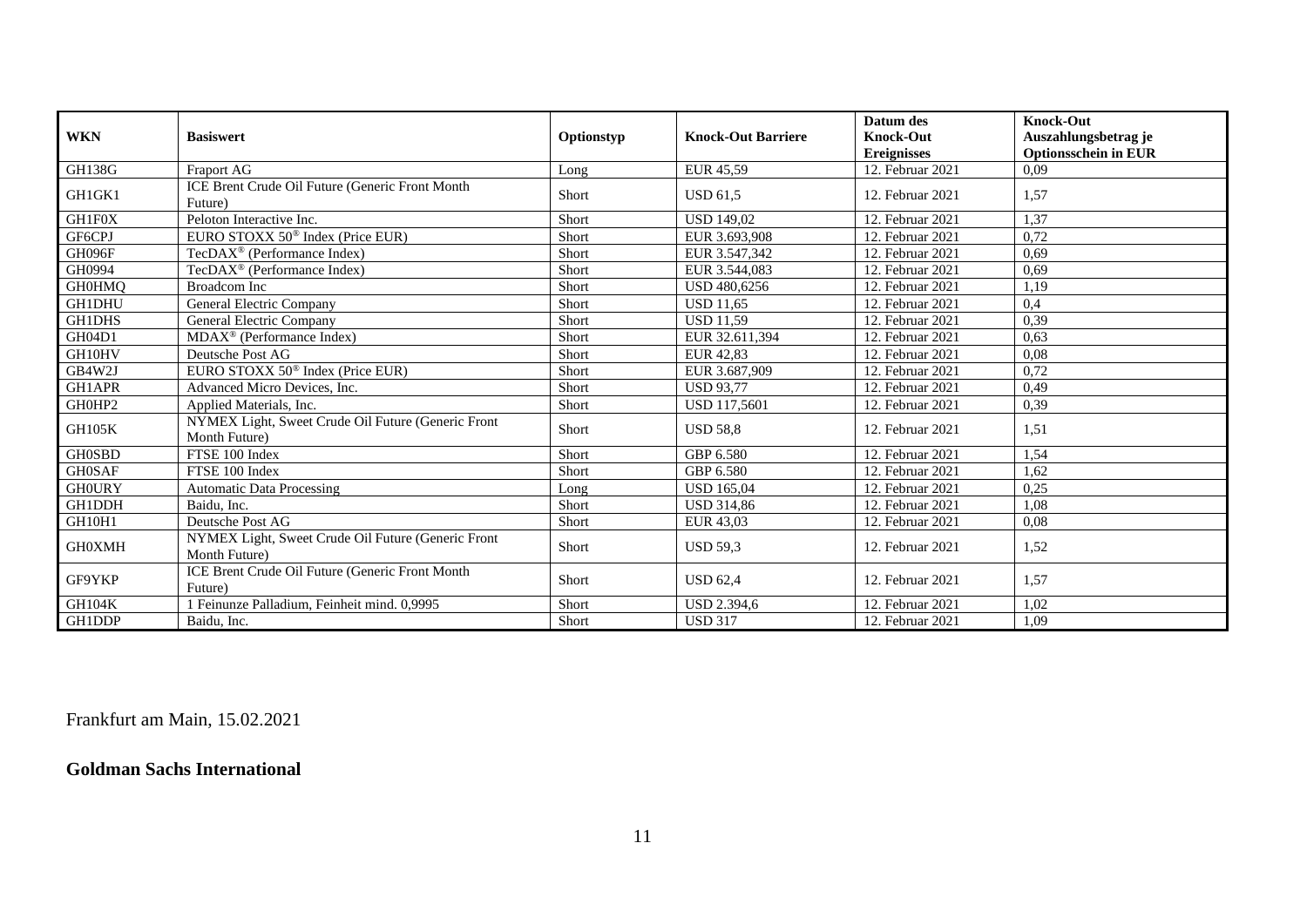| WKN | Basiswert | Optionstyp | Knock-Out Barriere | Datum des Knock-Out Ereignisses | Knock-Out Auszahlungsbetrag je Optionsschein in EUR |
|---|---|---|---|---|---|
| GH138G | Fraport AG | Long | EUR 45,59 | 12. Februar 2021 | 0,09 |
| GH1GK1 | ICE Brent Crude Oil Future (Generic Front Month Future) | Short | USD 61,5 | 12. Februar 2021 | 1,57 |
| GH1F0X | Peloton Interactive Inc. | Short | USD 149,02 | 12. Februar 2021 | 1,37 |
| GF6CPJ | EURO STOXX 50® Index (Price EUR) | Short | EUR 3.693,908 | 12. Februar 2021 | 0,72 |
| GH096F | TecDAX® (Performance Index) | Short | EUR 3.547,342 | 12. Februar 2021 | 0,69 |
| GH0994 | TecDAX® (Performance Index) | Short | EUR 3.544,083 | 12. Februar 2021 | 0,69 |
| GH0HMQ | Broadcom Inc | Short | USD 480,6256 | 12. Februar 2021 | 1,19 |
| GH1DHU | General Electric Company | Short | USD 11,65 | 12. Februar 2021 | 0,4 |
| GH1DHS | General Electric Company | Short | USD 11,59 | 12. Februar 2021 | 0,39 |
| GH04D1 | MDAX® (Performance Index) | Short | EUR 32.611,394 | 12. Februar 2021 | 0,63 |
| GH10HV | Deutsche Post AG | Short | EUR 42,83 | 12. Februar 2021 | 0,08 |
| GB4W2J | EURO STOXX 50® Index (Price EUR) | Short | EUR 3.687,909 | 12. Februar 2021 | 0,72 |
| GH1APR | Advanced Micro Devices, Inc. | Short | USD 93,77 | 12. Februar 2021 | 0,49 |
| GH0HP2 | Applied Materials, Inc. | Short | USD 117,5601 | 12. Februar 2021 | 0,39 |
| GH105K | NYMEX Light, Sweet Crude Oil Future (Generic Front Month Future) | Short | USD 58,8 | 12. Februar 2021 | 1,51 |
| GH0SBD | FTSE 100 Index | Short | GBP 6.580 | 12. Februar 2021 | 1,54 |
| GH0SAF | FTSE 100 Index | Short | GBP 6.580 | 12. Februar 2021 | 1,62 |
| GH0URY | Automatic Data Processing | Long | USD 165,04 | 12. Februar 2021 | 0,25 |
| GH1DDH | Baidu, Inc. | Short | USD 314,86 | 12. Februar 2021 | 1,08 |
| GH10H1 | Deutsche Post AG | Short | EUR 43,03 | 12. Februar 2021 | 0,08 |
| GH0XMH | NYMEX Light, Sweet Crude Oil Future (Generic Front Month Future) | Short | USD 59,3 | 12. Februar 2021 | 1,52 |
| GF9YKP | ICE Brent Crude Oil Future (Generic Front Month Future) | Short | USD 62,4 | 12. Februar 2021 | 1,57 |
| GH104K | 1 Feinunze Palladium, Feinheit mind. 0,9995 | Short | USD 2.394,6 | 12. Februar 2021 | 1,02 |
| GH1DDP | Baidu, Inc. | Short | USD 317 | 12. Februar 2021 | 1,09 |

Frankfurt am Main, 15.02.2021

**Goldman Sachs International**